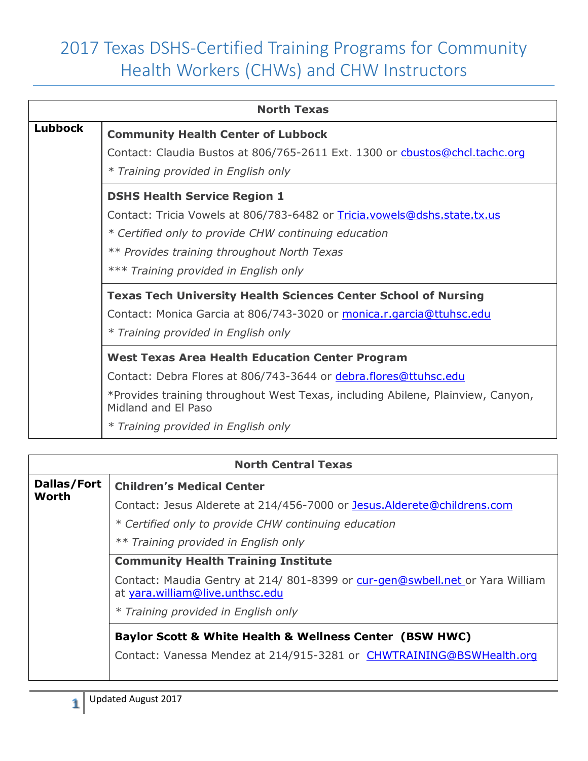# 2017 Texas DSHS-Certified Training Programs for Community Health Workers (CHWs) and CHW Instructors

| North Texas | |
|---|---|
| **Lubbock** | **Community Health Center of Lubbock**<br>Contact: Claudia Bustos at 806/765-2611 Ext. 1300 or cbustos@chcl.tachc.org<br>*\* Training provided in English only* |
| | **DSHS Health Service Region 1**<br>Contact: Tricia Vowels at 806/783-6482 or Tricia.vowels@dshs.state.tx.us<br>*\* Certified only to provide CHW continuing education*<br>*\*\* Provides training throughout North Texas*<br>*\*\*\* Training provided in English only* |
| | **Texas Tech University Health Sciences Center School of Nursing**<br>Contact: Monica Garcia at 806/743-3020 or monica.r.garcia@ttuhsc.edu<br>*\* Training provided in English only* |
| | **West Texas Area Health Education Center Program**<br>Contact: Debra Flores at 806/743-3644 or debra.flores@ttuhsc.edu<br>\*Provides training throughout West Texas, including Abilene, Plainview, Canyon, Midland and El Paso<br>*\* Training provided in English only* |

| North Central Texas | |
|---|---|
| **Dallas/Fort Worth** | **Children's Medical Center**<br>Contact: Jesus Alderete at 214/456-7000 or Jesus.Alderete@childrens.com<br>*\* Certified only to provide CHW continuing education*<br>*\*\* Training provided in English only* |
| | **Community Health Training Institute**<br>Contact: Maudia Gentry at 214/ 801-8399 or cur-gen@swbell.net or Yara William at yara.william@live.unthsc.edu<br>*\* Training provided in English only* |
| | **Baylor Scott & White Health & Wellness Center (BSW HWC)**<br>Contact: Vanessa Mendez at 214/915-3281 or CHWTRAINING@BSWHealth.org |

Updated August 2017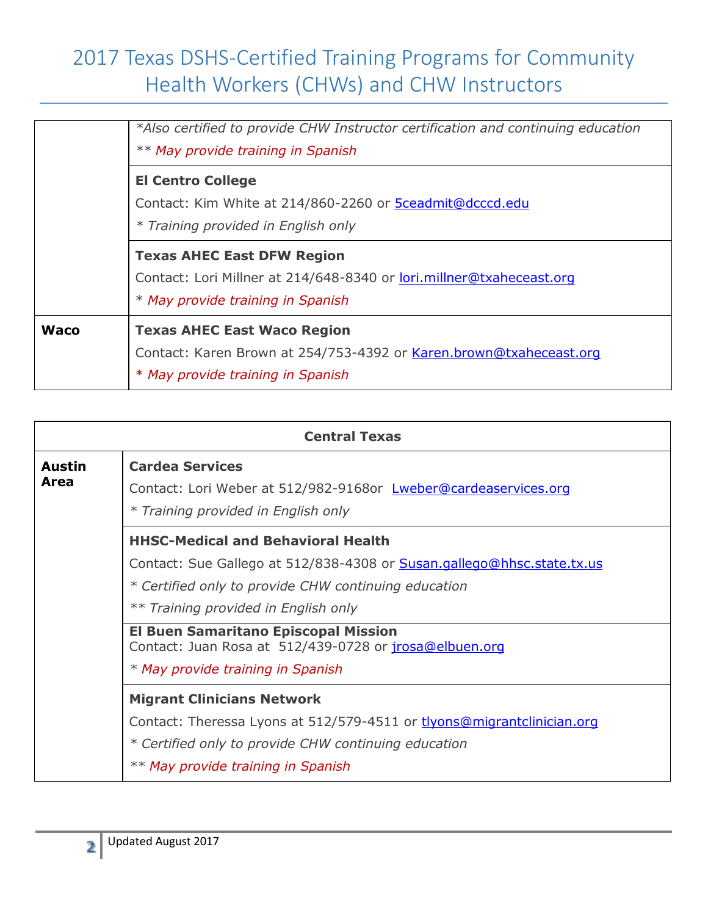# 2017 Texas DSHS-Certified Training Programs for Community Health Workers (CHWs) and CHW Instructors

| | |
|---|---|
| | **...** *Also certified to provide CHW Instructor certification and continuing education<br>** *May provide training in Spanish* |
| | **El Centro College**<br>Contact: Kim White at 214/860-2260 or 5ceadmit@dcccd.edu<br>* *Training provided in English only* |
| | **Texas AHEC East DFW Region**<br>Contact: Lori Millner at 214/648-8340 or lori.millner@txaheceast.org<br>* *May provide training in Spanish* |
| **Waco** | **Texas AHEC East Waco Region**<br>Contact: Karen Brown at 254/753-4392 or Karen.brown@txaheceast.org<br>* *May provide training in Spanish* |

| Central Texas | |
|---|---|
| **Austin Area** | **Cardea Services**<br>Contact: Lori Weber at 512/982-9168or Lweber@cardeaservices.org<br>* *Training provided in English only* |
| | **HHSC-Medical and Behavioral Health**<br>Contact: Sue Gallego at 512/838-4308 or Susan.gallego@hhsc.state.tx.us<br>* *Certified only to provide CHW continuing education*<br>** *Training provided in English only* |
| | **El Buen Samaritano Episcopal Mission**<br>Contact: Juan Rosa at 512/439-0728 or jrosa@elbuen.org<br>* *May provide training in Spanish* |
| | **Migrant Clinicians Network**<br>Contact: Theressa Lyons at 512/579-4511 or tlyons@migrantclinician.org<br>* *Certified only to provide CHW continuing education*<br>** *May provide training in Spanish* |

Updated August 2017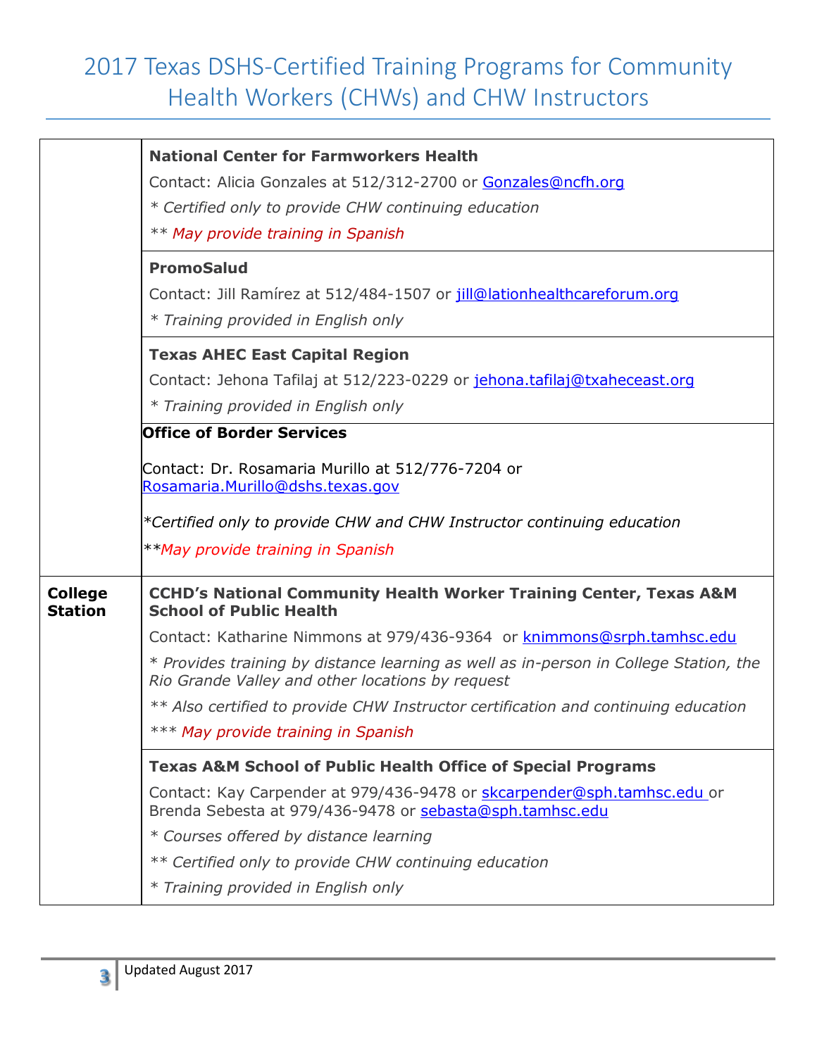# 2017 Texas DSHS-Certified Training Programs for Community Health Workers (CHWs) and CHW Instructors

| | |
|---|---|
| | **National Center for Farmworkers Health**<br>Contact: Alicia Gonzales at 512/312-2700 or Gonzales@ncfh.org<br>*\* Certified only to provide CHW continuing education*<br>*\*\* May provide training in Spanish* |
| | **PromoSalud**<br>Contact: Jill Ramírez at 512/484-1507 or jill@lationhealthcareforum.org<br>*\* Training provided in English only* |
| | **Texas AHEC East Capital Region**<br>Contact: Jehona Tafilaj at 512/223-0229 or jehona.tafilaj@txaheceast.org<br>*\* Training provided in English only* |
| | **Office of Border Services**<br>Contact: Dr. Rosamaria Murillo at 512/776-7204 or Rosamaria.Murillo@dshs.texas.gov<br>*\*Certified only to provide CHW and CHW Instructor continuing education*<br>*\*\*May provide training in Spanish* |
| **College Station** | **CCHD's National Community Health Worker Training Center, Texas A&M School of Public Health**<br>Contact: Katharine Nimmons at 979/436-9364 or knimmons@srph.tamhsc.edu<br>*\* Provides training by distance learning as well as in-person in College Station, the Rio Grande Valley and other locations by request*<br>*\*\* Also certified to provide CHW Instructor certification and continuing education*<br>*\*\*\* May provide training in Spanish* |
| | **Texas A&M School of Public Health Office of Special Programs**<br>Contact: Kay Carpender at 979/436-9478 or skcarpender@sph.tamhsc.edu or Brenda Sebesta at 979/436-9478 or sebasta@sph.tamhsc.edu<br>*\* Courses offered by distance learning*<br>*\*\* Certified only to provide CHW continuing education*<br>*\* Training provided in English only* |

Updated August 2017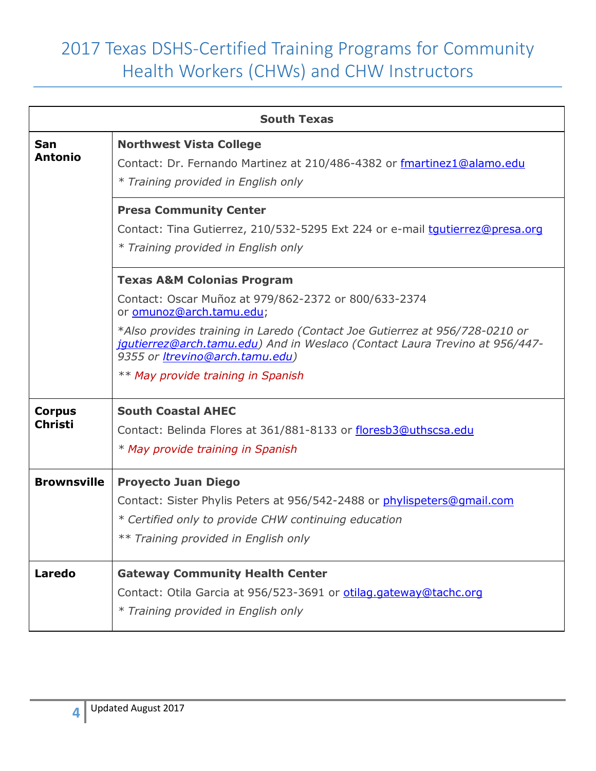# 2017 Texas DSHS-Certified Training Programs for Community Health Workers (CHWs) and CHW Instructors

| South Texas | |
|---|---|
| **San Antonio** | **Northwest Vista College**<br>Contact: Dr. Fernando Martinez at 210/486-4382 or fmartinez1@alamo.edu<br>*\* Training provided in English only* |
| | **Presa Community Center**<br>Contact: Tina Gutierrez, 210/532-5295 Ext 224 or e-mail tgutierrez@presa.org<br>*\* Training provided in English only* |
| | **Texas A&M Colonias Program**<br>Contact: Oscar Muñoz at 979/862-2372 or 800/633-2374 or omunoz@arch.tamu.edu;<br>*\*Also provides training in Laredo (Contact Joe Gutierrez at 956/728-0210 or jgutierrez@arch.tamu.edu) And in Weslaco (Contact Laura Trevino at 956/447-9355 or ltrevino@arch.tamu.edu)*<br>*\*\* May provide training in Spanish* |
| **Corpus Christi** | **South Coastal AHEC**<br>Contact: Belinda Flores at 361/881-8133 or floresb3@uthscsa.edu<br>*\* May provide training in Spanish* |
| **Brownsville** | **Proyecto Juan Diego**<br>Contact: Sister Phylis Peters at 956/542-2488 or phylispeters@gmail.com<br>*\* Certified only to provide CHW continuing education*<br>*\*\* Training provided in English only* |
| **Laredo** | **Gateway Community Health Center**<br>Contact: Otila Garcia at 956/523-3691 or otilag.gateway@tachc.org<br>*\* Training provided in English only* |

Updated August 2017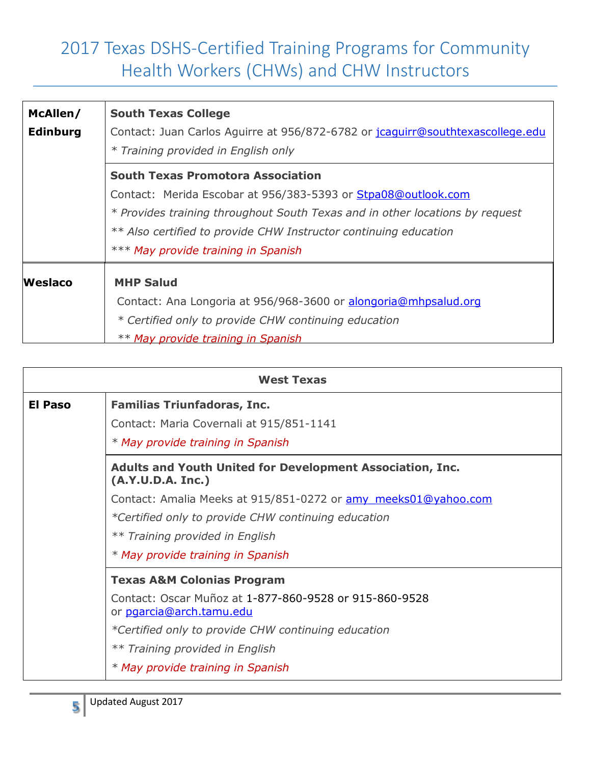# 2017 Texas DSHS-Certified Training Programs for Community Health Workers (CHWs) and CHW Instructors

| | |
|---|---|
| **McAllen/ Edinburg** | **South Texas College**<br>Contact: Juan Carlos Aguirre at 956/872-6782 or jcaguirr@southtexascollege.edu<br>* *Training provided in English only* |
| | **South Texas Promotora Association**<br>Contact: Merida Escobar at 956/383-5393 or Stpa08@outlook.com<br>* *Provides training throughout South Texas and in other locations by request*<br>** *Also certified to provide CHW Instructor continuing education*<br>*** *May provide training in Spanish* |
| **Weslaco** | **MHP Salud**<br>Contact: Ana Longoria at 956/968-3600 or alongoria@mhpsalud.org<br>* *Certified only to provide CHW continuing education*<br>** *May provide training in Spanish* |

| **West Texas** | |
|---|---|
| **El Paso** | **Familias Triunfadoras, Inc.**<br>Contact: Maria Covernali at 915/851-1141<br>* *May provide training in Spanish* |
| | **Adults and Youth United for Development Association, Inc. (A.Y.U.D.A. Inc.)**<br>Contact: Amalia Meeks at 915/851-0272 or amy_meeks01@yahoo.com<br>**Certified only to provide CHW continuing education*<br>** *Training provided in English*<br>* *May provide training in Spanish* |
| | **Texas A&M Colonias Program**<br>Contact: Oscar Muñoz at 1-877-860-9528 or 915-860-9528 or pgarcia@arch.tamu.edu<br>**Certified only to provide CHW continuing education*<br>** *Training provided in English*<br>* *May provide training in Spanish* |

Updated August 2017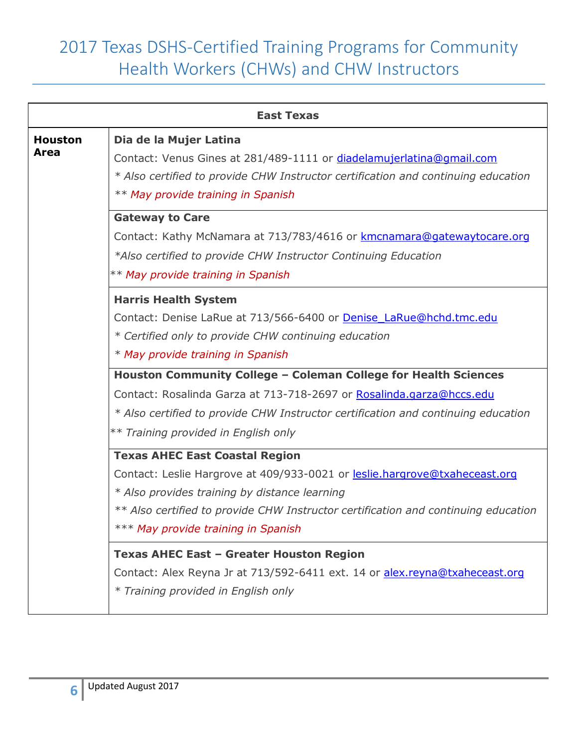# 2017 Texas DSHS-Certified Training Programs for Community Health Workers (CHWs) and CHW Instructors

| East Texas | |
|---|---|
| **Houston Area** | **Dia de la Mujer Latina**<br>Contact: Venus Gines at 281/489-1111 or diadelamujerlatina@gmail.com<br>*\* Also certified to provide CHW Instructor certification and continuing education*<br>*\*\* May provide training in Spanish* |
| | **Gateway to Care**<br>Contact: Kathy McNamara at 713/783/4616 or kmcnamara@gatewaytocare.org<br>*\*Also certified to provide CHW Instructor Continuing Education*<br>*\*\* May provide training in Spanish* |
| | **Harris Health System**<br>Contact: Denise LaRue at 713/566-6400 or Denise_LaRue@hchd.tmc.edu<br>*\* Certified only to provide CHW continuing education*<br>*\* May provide training in Spanish* |
| | **Houston Community College – Coleman College for Health Sciences**<br>Contact: Rosalinda Garza at 713-718-2697 or Rosalinda.garza@hccs.edu<br>*\* Also certified to provide CHW Instructor certification and continuing education*<br>*\*\* Training provided in English only* |
| | **Texas AHEC East Coastal Region**<br>Contact: Leslie Hargrove at 409/933-0021 or leslie.hargrove@txaheceast.org<br>*\* Also provides training by distance learning*<br>*\*\* Also certified to provide CHW Instructor certification and continuing education*<br>*\*\*\* May provide training in Spanish* |
| | **Texas AHEC East – Greater Houston Region**<br>Contact: Alex Reyna Jr at 713/592-6411 ext. 14 or alex.reyna@txaheceast.org<br>*\* Training provided in English only* |

Updated August 2017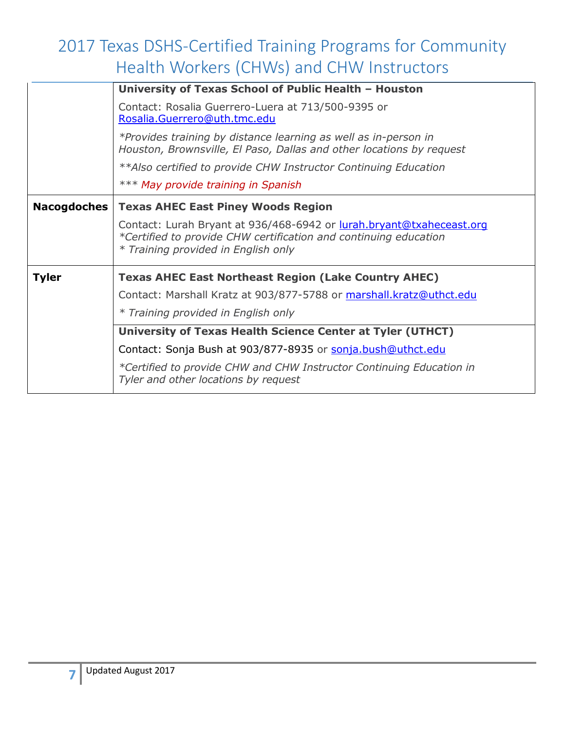# 2017 Texas DSHS-Certified Training Programs for Community Health Workers (CHWs) and CHW Instructors

| | |
|---|---|
| | **University of Texas School of Public Health – Houston**<br>Contact: Rosalia Guerrero-Luera at 713/500-9395 or Rosalia.Guerrero@uth.tmc.edu<br>*\*Provides training by distance learning as well as in-person in Houston, Brownsville, El Paso, Dallas and other locations by request*<br>*\*\*Also certified to provide CHW Instructor Continuing Education*<br>*\*\*\* May provide training in Spanish* |
| **Nacogdoches** | **Texas AHEC East Piney Woods Region**<br>Contact: Lurah Bryant at 936/468-6942 or lurah.bryant@txaheceast.org<br>*\*Certified to provide CHW certification and continuing education*<br>*\* Training provided in English only* |
| **Tyler** | **Texas AHEC East Northeast Region (Lake Country AHEC)**<br>Contact: Marshall Kratz at 903/877-5788 or marshall.kratz@uthct.edu<br>*\* Training provided in English only* |
| | **University of Texas Health Science Center at Tyler (UTHCT)**<br>Contact: Sonja Bush at 903/877-8935 or sonja.bush@uthct.edu<br>*\*Certified to provide CHW and CHW Instructor Continuing Education in Tyler and other locations by request* |

Updated August 2017